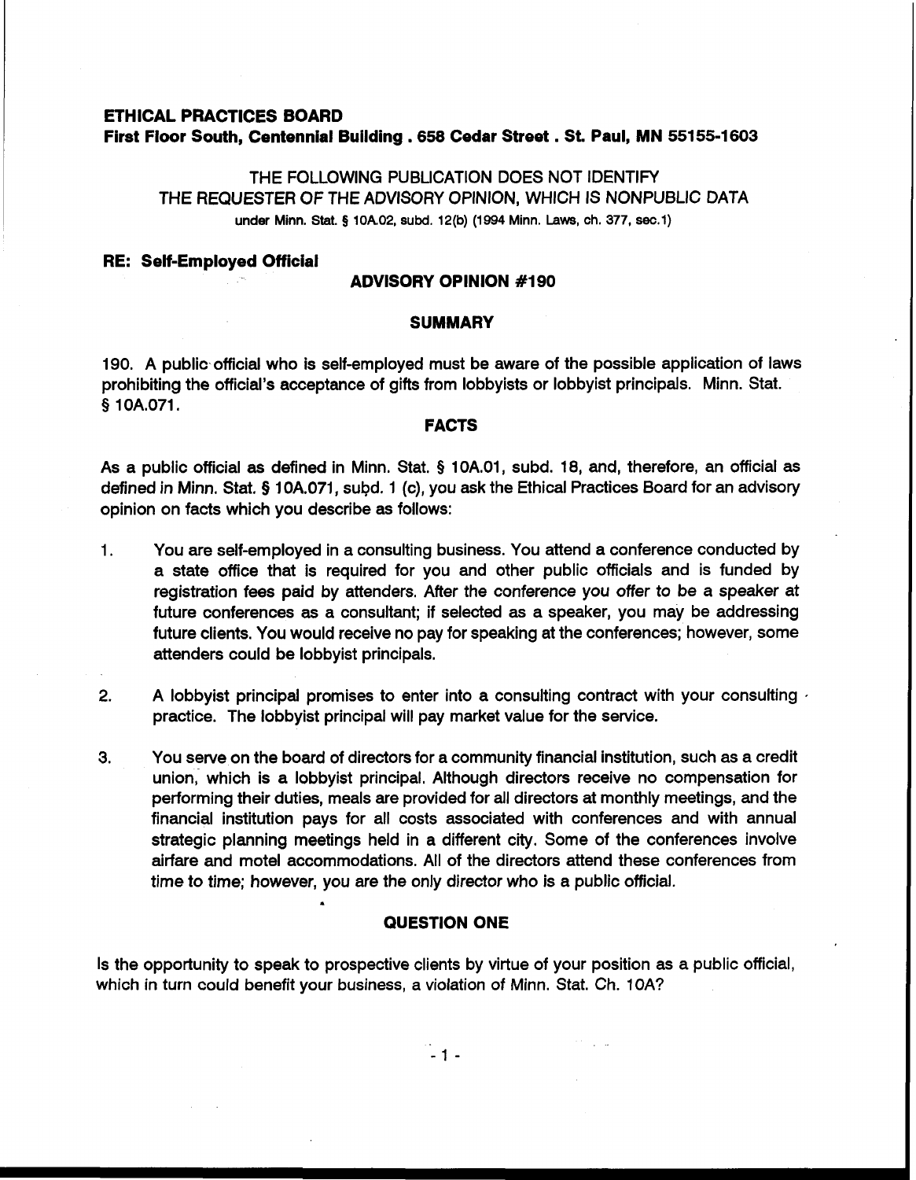**ETHICAL PRACTICES BOARD**
**First Floor South, Centennial Building . 658 Cedar Street . St. Paul, MN 55155-1603**

THE FOLLOWING PUBLICATION DOES NOT IDENTIFY
THE REQUESTER OF THE ADVISORY OPINION, WHICH IS NONPUBLIC DATA
under Minn. Stat. § 10A.02, subd. 12(b) (1994 Minn. Laws, ch. 377, sec.1)

**RE: Self-Employed Official**

## ADVISORY OPINION #190

### SUMMARY

190. A public official who is self-employed must be aware of the possible application of laws prohibiting the official's acceptance of gifts from lobbyists or lobbyist principals. Minn. Stat. § 10A.071.

### FACTS

As a public official as defined in Minn. Stat. § 10A.01, subd. 18, and, therefore, an official as defined in Minn. Stat. § 10A.071, subd. 1 (c), you ask the Ethical Practices Board for an advisory opinion on facts which you describe as follows:

1. You are self-employed in a consulting business. You attend a conference conducted by a state office that is required for you and other public officials and is funded by registration fees paid by attenders. After the conference you offer to be a speaker at future conferences as a consultant; if selected as a speaker, you may be addressing future clients. You would receive no pay for speaking at the conferences; however, some attenders could be lobbyist principals.

2. A lobbyist principal promises to enter into a consulting contract with your consulting practice. The lobbyist principal will pay market value for the service.

3. You serve on the board of directors for a community financial institution, such as a credit union, which is a lobbyist principal. Although directors receive no compensation for performing their duties, meals are provided for all directors at monthly meetings, and the financial institution pays for all costs associated with conferences and with annual strategic planning meetings held in a different city. Some of the conferences involve airfare and motel accommodations. All of the directors attend these conferences from time to time; however, you are the only director who is a public official.

### QUESTION ONE

Is the opportunity to speak to prospective clients by virtue of your position as a public official, which in turn could benefit your business, a violation of Minn. Stat. Ch. 10A?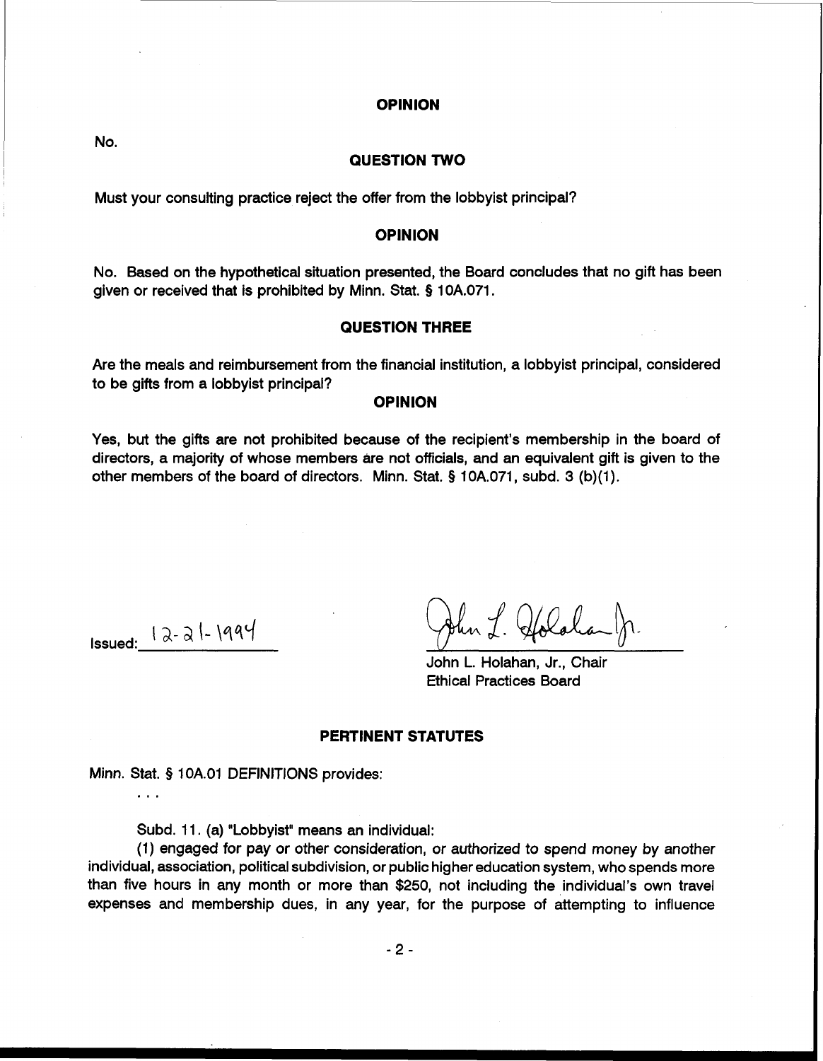## OPINION

No.

## QUESTION TWO

Must your consulting practice reject the offer from the lobbyist principal?

## OPINION

No. Based on the hypothetical situation presented, the Board concludes that no gift has been given or received that is prohibited by Minn. Stat. § 10A.071.

## QUESTION THREE

Are the meals and reimbursement from the financial institution, a lobbyist principal, considered to be gifts from a lobbyist principal?

## OPINION

Yes, but the gifts are not prohibited because of the recipient's membership in the board of directors, a majority of whose members are not officials, and an equivalent gift is given to the other members of the board of directors. Minn. Stat. § 10A.071, subd. 3 (b)(1).

Issued: 12-21-1994

John L. Holahan, Jr., Chair
Ethical Practices Board

## PERTINENT STATUTES

Minn. Stat. § 10A.01 DEFINITIONS provides:

. . .

Subd. 11. (a) "Lobbyist" means an individual:

(1) engaged for pay or other consideration, or authorized to spend money by another individual, association, political subdivision, or public higher education system, who spends more than five hours in any month or more than $250, not including the individual's own travel expenses and membership dues, in any year, for the purpose of attempting to influence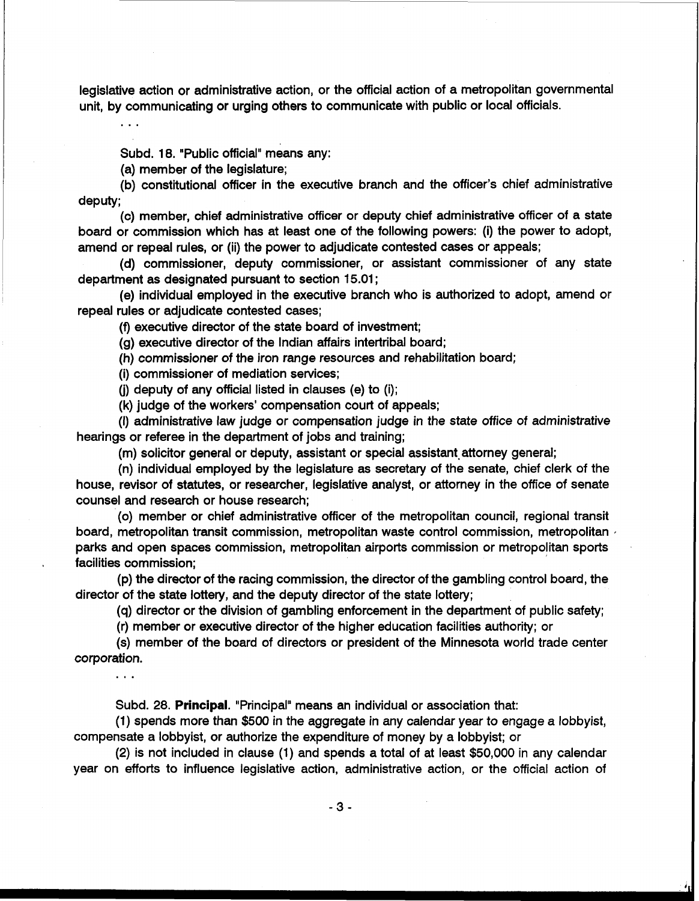legislative action or administrative action, or the official action of a metropolitan governmental unit, by communicating or urging others to communicate with public or local officials.

. . .

Subd. 18. "Public official" means any:

(a) member of the legislature;

(b) constitutional officer in the executive branch and the officer's chief administrative deputy;

(c) member, chief administrative officer or deputy chief administrative officer of a state board or commission which has at least one of the following powers: (i) the power to adopt, amend or repeal rules, or (ii) the power to adjudicate contested cases or appeals;

(d) commissioner, deputy commissioner, or assistant commissioner of any state department as designated pursuant to section 15.01;

(e) individual employed in the executive branch who is authorized to adopt, amend or repeal rules or adjudicate contested cases;

(f) executive director of the state board of investment;

(g) executive director of the Indian affairs intertribal board;

(h) commissioner of the iron range resources and rehabilitation board;

(i) commissioner of mediation services;

(j) deputy of any official listed in clauses (e) to (i);

(k) judge of the workers' compensation court of appeals;

(l) administrative law judge or compensation judge in the state office of administrative hearings or referee in the department of jobs and training;

(m) solicitor general or deputy, assistant or special assistant attorney general;

(n) individual employed by the legislature as secretary of the senate, chief clerk of the house, revisor of statutes, or researcher, legislative analyst, or attorney in the office of senate counsel and research or house research;

(o) member or chief administrative officer of the metropolitan council, regional transit board, metropolitan transit commission, metropolitan waste control commission, metropolitan parks and open spaces commission, metropolitan airports commission or metropolitan sports facilities commission;

(p) the director of the racing commission, the director of the gambling control board, the director of the state lottery, and the deputy director of the state lottery;

(q) director or the division of gambling enforcement in the department of public safety;

(r) member or executive director of the higher education facilities authority; or

(s) member of the board of directors or president of the Minnesota world trade center corporation.

. . .

Subd. 28. **Principal.** "Principal" means an individual or association that:

(1) spends more than $500 in the aggregate in any calendar year to engage a lobbyist, compensate a lobbyist, or authorize the expenditure of money by a lobbyist; or

(2) is not included in clause (1) and spends a total of at least $50,000 in any calendar year on efforts to influence legislative action, administrative action, or the official action of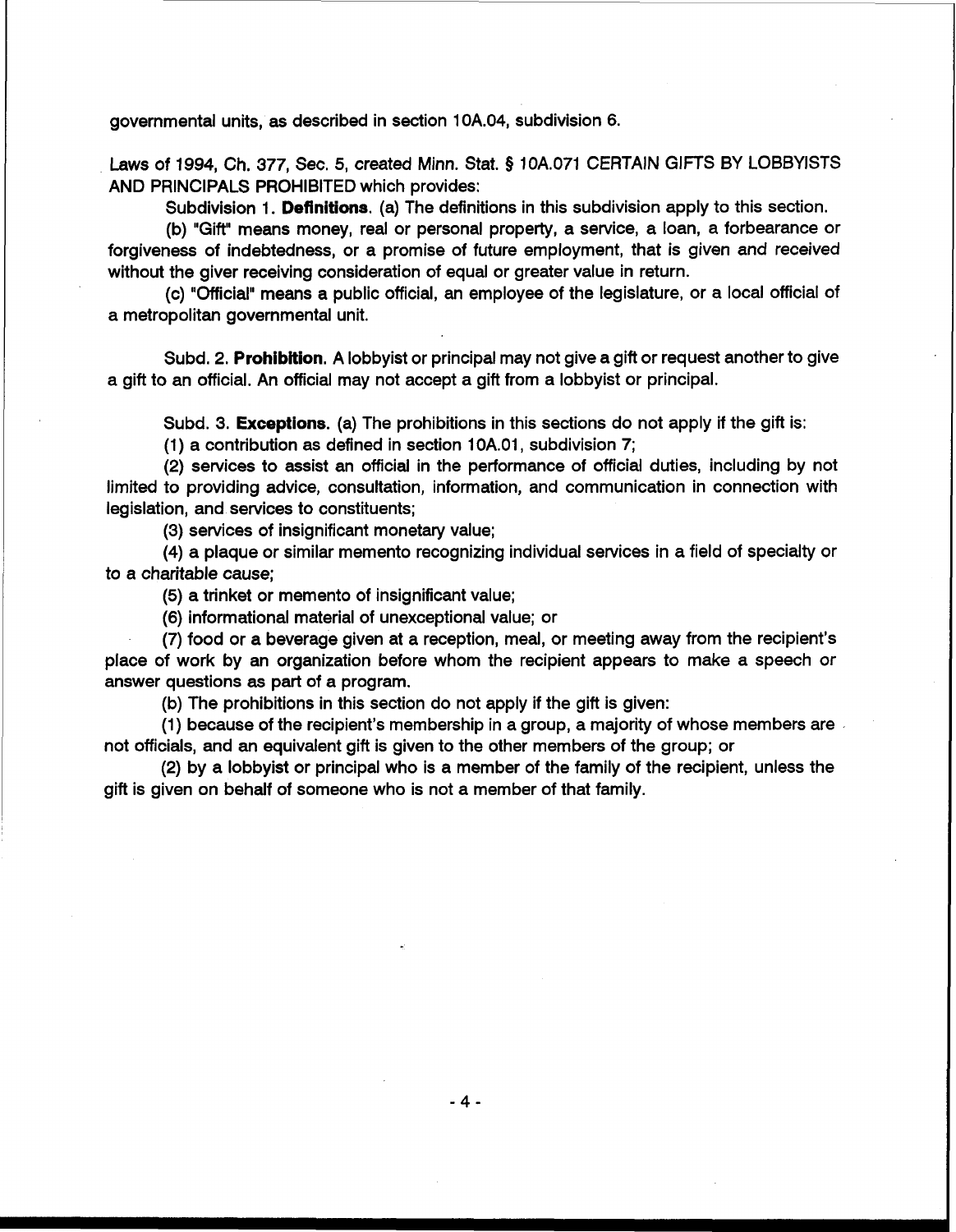governmental units, as described in section 10A.04, subdivision 6.

Laws of 1994, Ch. 377, Sec. 5, created Minn. Stat. § 10A.071 CERTAIN GIFTS BY LOBBYISTS AND PRINCIPALS PROHIBITED which provides:

Subdivision 1. **Definitions**. (a) The definitions in this subdivision apply to this section.

(b) "Gift" means money, real or personal property, a service, a loan, a forbearance or forgiveness of indebtedness, or a promise of future employment, that is given and received without the giver receiving consideration of equal or greater value in return.

(c) "Official" means a public official, an employee of the legislature, or a local official of a metropolitan governmental unit.

Subd. 2. **Prohibition**. A lobbyist or principal may not give a gift or request another to give a gift to an official. An official may not accept a gift from a lobbyist or principal.

Subd. 3. **Exceptions**. (a) The prohibitions in this sections do not apply if the gift is:

(1) a contribution as defined in section 10A.01, subdivision 7;

(2) services to assist an official in the performance of official duties, including by not limited to providing advice, consultation, information, and communication in connection with legislation, and services to constituents;

(3) services of insignificant monetary value;

(4) a plaque or similar memento recognizing individual services in a field of specialty or to a charitable cause;

(5) a trinket or memento of insignificant value;

(6) informational material of unexceptional value; or

(7) food or a beverage given at a reception, meal, or meeting away from the recipient's place of work by an organization before whom the recipient appears to make a speech or answer questions as part of a program.

(b) The prohibitions in this section do not apply if the gift is given:

(1) because of the recipient's membership in a group, a majority of whose members are not officials, and an equivalent gift is given to the other members of the group; or

(2) by a lobbyist or principal who is a member of the family of the recipient, unless the gift is given on behalf of someone who is not a member of that family.